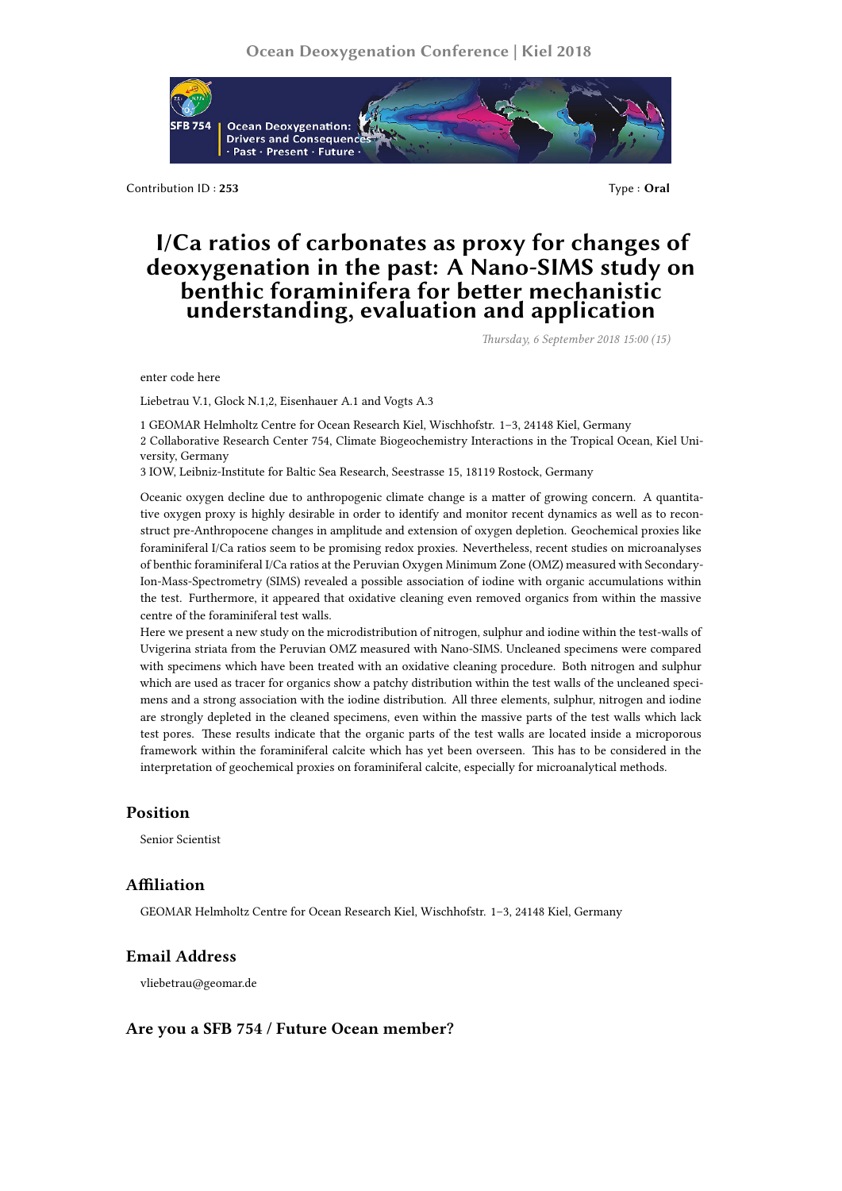Contribution ID : **253**

Type : **Oral**

# I/Ca ratios of carbonates as proxy for changes of deoxygenation in the past: A Nano-SIMS study on benthic foraminifera for better mechanistic understanding, evaluation and application

*Thursday, 6 September 2018 15:00 (15)*

enter code here

Liebetrau V.1, Glock N.1,2, Eisenhauer A.1 and Vogts A.3

1 GEOMAR Helmholtz Centre for Ocean Research Kiel, Wischhofstr. 1–3, 24148 Kiel, Germany
2 Collaborative Research Center 754, Climate Biogeochemistry Interactions in the Tropical Ocean, Kiel University, Germany
3 IOW, Leibniz-Institute for Baltic Sea Research, Seestrasse 15, 18119 Rostock, Germany

Oceanic oxygen decline due to anthropogenic climate change is a matter of growing concern. A quantitative oxygen proxy is highly desirable in order to identify and monitor recent dynamics as well as to reconstruct pre-Anthropocene changes in amplitude and extension of oxygen depletion. Geochemical proxies like foraminiferal I/Ca ratios seem to be promising redox proxies. Nevertheless, recent studies on microanalyses of benthic foraminiferal I/Ca ratios at the Peruvian Oxygen Minimum Zone (OMZ) measured with Secondary-Ion-Mass-Spectrometry (SIMS) revealed a possible association of iodine with organic accumulations within the test. Furthermore, it appeared that oxidative cleaning even removed organics from within the massive centre of the foraminiferal test walls.
Here we present a new study on the microdistribution of nitrogen, sulphur and iodine within the test-walls of Uvigerina striata from the Peruvian OMZ measured with Nano-SIMS. Uncleaned specimens were compared with specimens which have been treated with an oxidative cleaning procedure. Both nitrogen and sulphur which are used as tracer for organics show a patchy distribution within the test walls of the uncleaned specimens and a strong association with the iodine distribution. All three elements, sulphur, nitrogen and iodine are strongly depleted in the cleaned specimens, even within the massive parts of the test walls which lack test pores. These results indicate that the organic parts of the test walls are located inside a microporous framework within the foraminiferal calcite which has yet been overseen. This has to be considered in the interpretation of geochemical proxies on foraminiferal calcite, especially for microanalytical methods.

## Position

Senior Scientist

## Affiliation

GEOMAR Helmholtz Centre for Ocean Research Kiel, Wischhofstr. 1–3, 24148 Kiel, Germany

## Email Address

vliebetrau@geomar.de

## Are you a SFB 754 / Future Ocean member?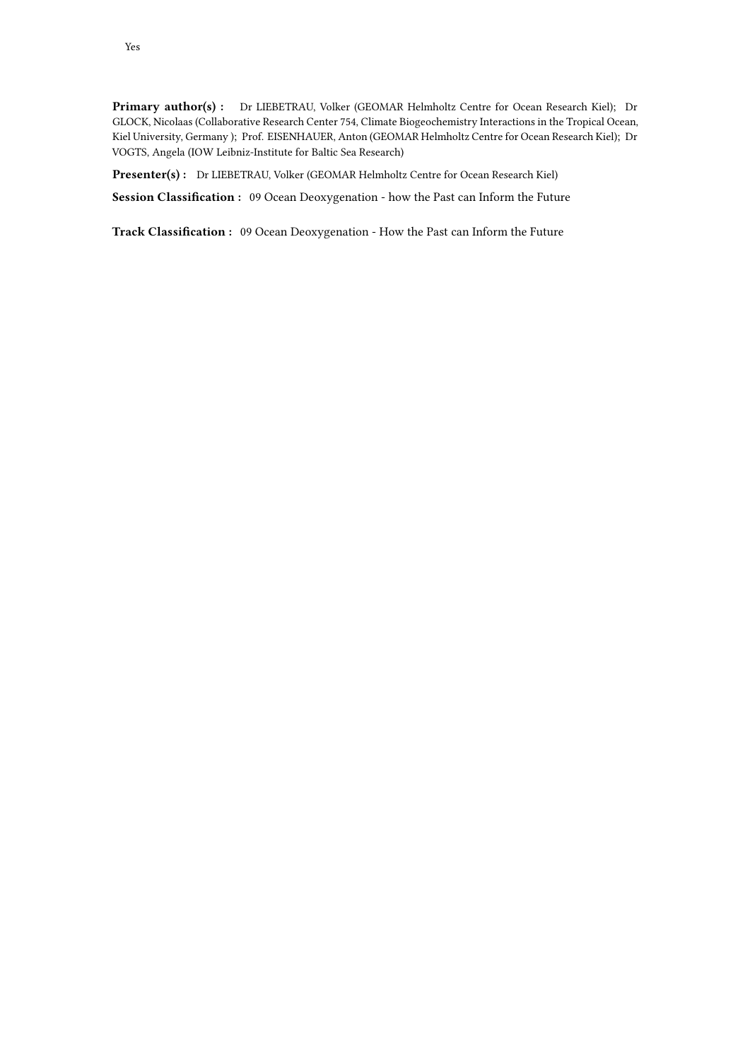Yes

**Primary author(s) :** Dr LIEBETRAU, Volker (GEOMAR Helmholtz Centre for Ocean Research Kiel); Dr GLOCK, Nicolaas (Collaborative Research Center 754, Climate Biogeochemistry Interactions in the Tropical Ocean, Kiel University, Germany ); Prof. EISENHAUER, Anton (GEOMAR Helmholtz Centre for Ocean Research Kiel); Dr VOGTS, Angela (IOW Leibniz-Institute for Baltic Sea Research)

**Presenter(s) :** Dr LIEBETRAU, Volker (GEOMAR Helmholtz Centre for Ocean Research Kiel)

**Session Classification :** 09 Ocean Deoxygenation - how the Past can Inform the Future

**Track Classification :** 09 Ocean Deoxygenation - How the Past can Inform the Future